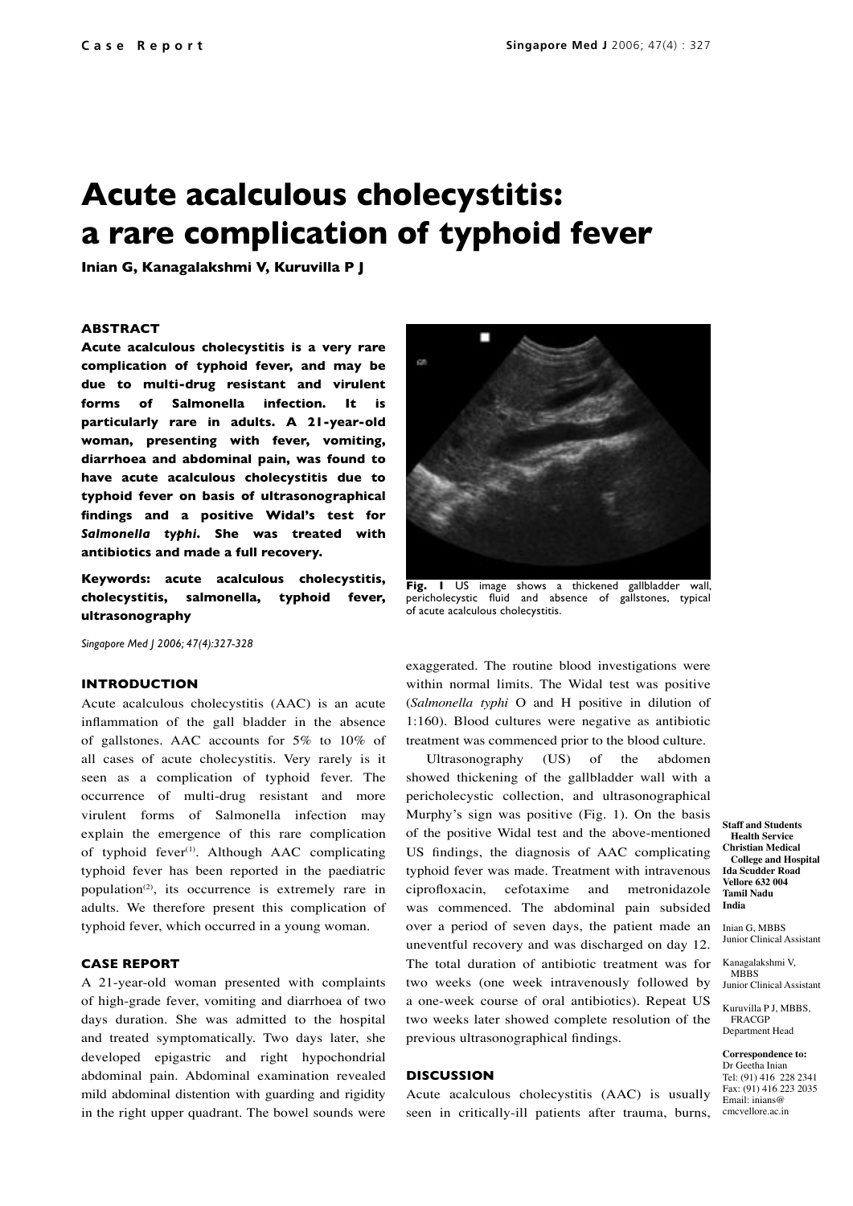Case Report

# Acute acalculous cholecystitis: a rare complication of typhoid fever

**Inian G, Kanagalakshmi V, Kuruvilla P J**

### ABSTRACT

**Acute acalculous cholecystitis is a very rare complication of typhoid fever, and may be due to multi-drug resistant and virulent forms of Salmonella infection. It is particularly rare in adults. A 21-year-old woman, presenting with fever, vomiting, diarrhoea and abdominal pain, was found to have acute acalculous cholecystitis due to typhoid fever on basis of ultrasonographical findings and a positive Widal's test for *Salmonella typhi*. She was treated with antibiotics and made a full recovery.**

**Keywords: acute acalculous cholecystitis, cholecystitis, salmonella, typhoid fever, ultrasonography**

*Singapore Med J 2006; 47(4):327-328*

**Fig. 1** US image shows a thickened gallbladder wall, pericholecystic fluid and absence of gallstones, typical of acute acalculous cholecystitis.

### INTRODUCTION

Acute acalculous cholecystitis (AAC) is an acute inflammation of the gall bladder in the absence of gallstones. AAC accounts for 5% to 10% of all cases of acute cholecystitis. Very rarely is it seen as a complication of typhoid fever. The occurrence of multi-drug resistant and more virulent forms of Salmonella infection may explain the emergence of this rare complication of typhoid fever[1]. Although AAC complicating typhoid fever has been reported in the paediatric population[2], its occurrence is extremely rare in adults. We therefore present this complication of typhoid fever, which occurred in a young woman.

### CASE REPORT

A 21-year-old woman presented with complaints of high-grade fever, vomiting and diarrhoea of two days duration. She was admitted to the hospital and treated symptomatically. Two days later, she developed epigastric and right hypochondrial abdominal pain. Abdominal examination revealed mild abdominal distention with guarding and rigidity in the right upper quadrant. The bowel sounds were exaggerated. The routine blood investigations were within normal limits. The Widal test was positive (*Salmonella typhi* O and H positive in dilution of 1:160). Blood cultures were negative as antibiotic treatment was commenced prior to the blood culture.

Ultrasonography (US) of the abdomen showed thickening of the gallbladder wall with a pericholecystic collection, and ultrasonographical Murphy's sign was positive (Fig. 1). On the basis of the positive Widal test and the above-mentioned US findings, the diagnosis of AAC complicating typhoid fever was made. Treatment with intravenous ciprofloxacin, cefotaxime and metronidazole was commenced. The abdominal pain subsided over a period of seven days, the patient made an uneventful recovery and was discharged on day 12. The total duration of antibiotic treatment was for two weeks (one week intravenously followed by a one-week course of oral antibiotics). Repeat US two weeks later showed complete resolution of the previous ultrasonographical findings.

### DISCUSSION

Acute acalculous cholecystitis (AAC) is usually seen in critically-ill patients after trauma, burns,

**Staff and Students Health Service Christian Medical College and Hospital Ida Scudder Road Vellore 632 004 Tamil Nadu India**

Inian G, MBBS
Junior Clinical Assistant

Kanagalakshmi V, MBBS
Junior Clinical Assistant

Kuruvilla P J, MBBS, FRACGP
Department Head

**Correspondence to:**
Dr Geetha Inian
Tel: (91) 416 228 2341
Fax: (91) 416 223 2035
Email: inians@cmcvellore.ac.in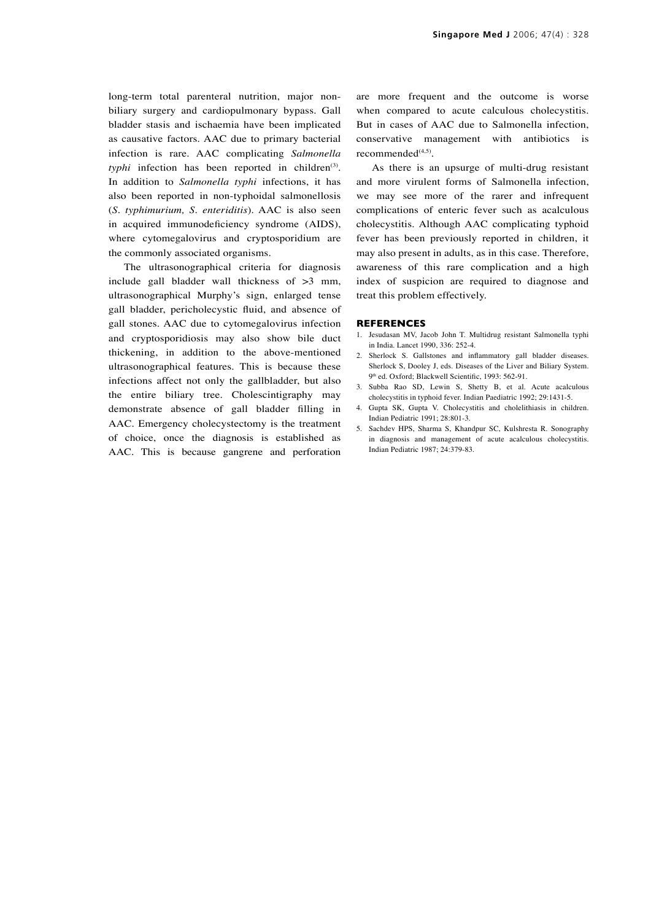long-term total parenteral nutrition, major non-biliary surgery and cardiopulmonary bypass. Gall bladder stasis and ischaemia have been implicated as causative factors. AAC due to primary bacterial infection is rare. AAC complicating *Salmonella typhi* infection has been reported in children[3]. In addition to *Salmonella typhi* infections, it has also been reported in non-typhoidal salmonellosis (*S. typhimurium, S. enteriditis*). AAC is also seen in acquired immunodeficiency syndrome (AIDS), where cytomegalovirus and cryptosporidium are the commonly associated organisms.

The ultrasonographical criteria for diagnosis include gall bladder wall thickness of >3 mm, ultrasonographical Murphy's sign, enlarged tense gall bladder, pericholecystic fluid, and absence of gall stones. AAC due to cytomegalovirus infection and cryptosporidiosis may also show bile duct thickening, in addition to the above-mentioned ultrasonographical features. This is because these infections affect not only the gallbladder, but also the entire biliary tree. Cholescintigraphy may demonstrate absence of gall bladder filling in AAC. Emergency cholecystectomy is the treatment of choice, once the diagnosis is established as AAC. This is because gangrene and perforation are more frequent and the outcome is worse when compared to acute calculous cholecystitis. But in cases of AAC due to Salmonella infection, conservative management with antibiotics is recommended[4,5].

As there is an upsurge of multi-drug resistant and more virulent forms of Salmonella infection, we may see more of the rarer and infrequent complications of enteric fever such as acalculous cholecystitis. Although AAC complicating typhoid fever has been previously reported in children, it may also present in adults, as in this case. Therefore, awareness of this rare complication and a high index of suspicion are required to diagnose and treat this problem effectively.

## REFERENCES

1. Jesudasan MV, Jacob John T. Multidrug resistant Salmonella typhi in India. Lancet 1990, 336: 252-4.
2. Sherlock S. Gallstones and inflammatory gall bladder diseases. Sherlock S, Dooley J, eds. Diseases of the Liver and Biliary System. 9th ed. Oxford; Blackwell Scientific, 1993: 562-91.
3. Subba Rao SD, Lewin S, Shetty B, et al. Acute acalculous cholecystitis in typhoid fever. Indian Paediatric 1992; 29:1431-5.
4. Gupta SK, Gupta V. Cholecystitis and cholelithiasis in children. Indian Pediatric 1991; 28:801-3.
5. Sachdev HPS, Sharma S, Khandpur SC, Kulshresta R. Sonography in diagnosis and management of acute acalculous cholecystitis. Indian Pediatric 1987; 24:379-83.